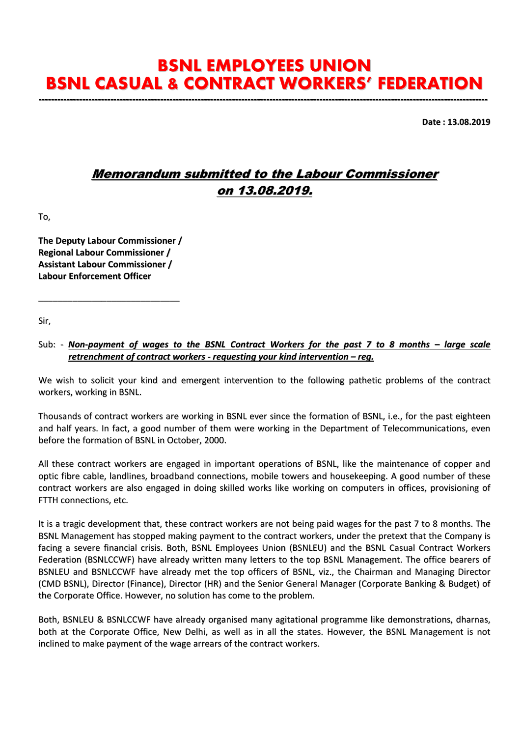# BSNL EMPLOYEES UNION
# BSNL CASUAL & CONTRACT WORKERS' FEDERATION

---

**Date : 13.08.2019**

## ***Memorandum submitted to the Labour Commissioner on 13.08.2019.***

To,

**The Deputy Labour Commissioner /**
**Regional Labour Commissioner /**
**Assistant Labour Commissioner /**
**Labour Enforcement Officer**

\_\_\_\_\_\_\_\_\_\_\_\_\_\_\_\_\_\_\_\_\_\_\_\_\_\_\_\_\_\_

Sir,

Sub: - ***Non-payment of wages to the BSNL Contract Workers for the past 7 to 8 months – large scale retrenchment of contract workers - requesting your kind intervention – reg.***

We wish to solicit your kind and emergent intervention to the following pathetic problems of the contract workers, working in BSNL.

Thousands of contract workers are working in BSNL ever since the formation of BSNL, i.e., for the past eighteen and half years. In fact, a good number of them were working in the Department of Telecommunications, even before the formation of BSNL in October, 2000.

All these contract workers are engaged in important operations of BSNL, like the maintenance of copper and optic fibre cable, landlines, broadband connections, mobile towers and housekeeping. A good number of these contract workers are also engaged in doing skilled works like working on computers in offices, provisioning of FTTH connections, etc.

It is a tragic development that, these contract workers are not being paid wages for the past 7 to 8 months. The BSNL Management has stopped making payment to the contract workers, under the pretext that the Company is facing a severe financial crisis. Both, BSNL Employees Union (BSNLEU) and the BSNL Casual Contract Workers Federation (BSNLCCWF) have already written many letters to the top BSNL Management. The office bearers of BSNLEU and BSNLCCWF have already met the top officers of BSNL, viz., the Chairman and Managing Director (CMD BSNL), Director (Finance), Director (HR) and the Senior General Manager (Corporate Banking & Budget) of the Corporate Office. However, no solution has come to the problem.

Both, BSNLEU & BSNLCCWF have already organised many agitational programme like demonstrations, dharnas, both at the Corporate Office, New Delhi, as well as in all the states. However, the BSNL Management is not inclined to make payment of the wage arrears of the contract workers.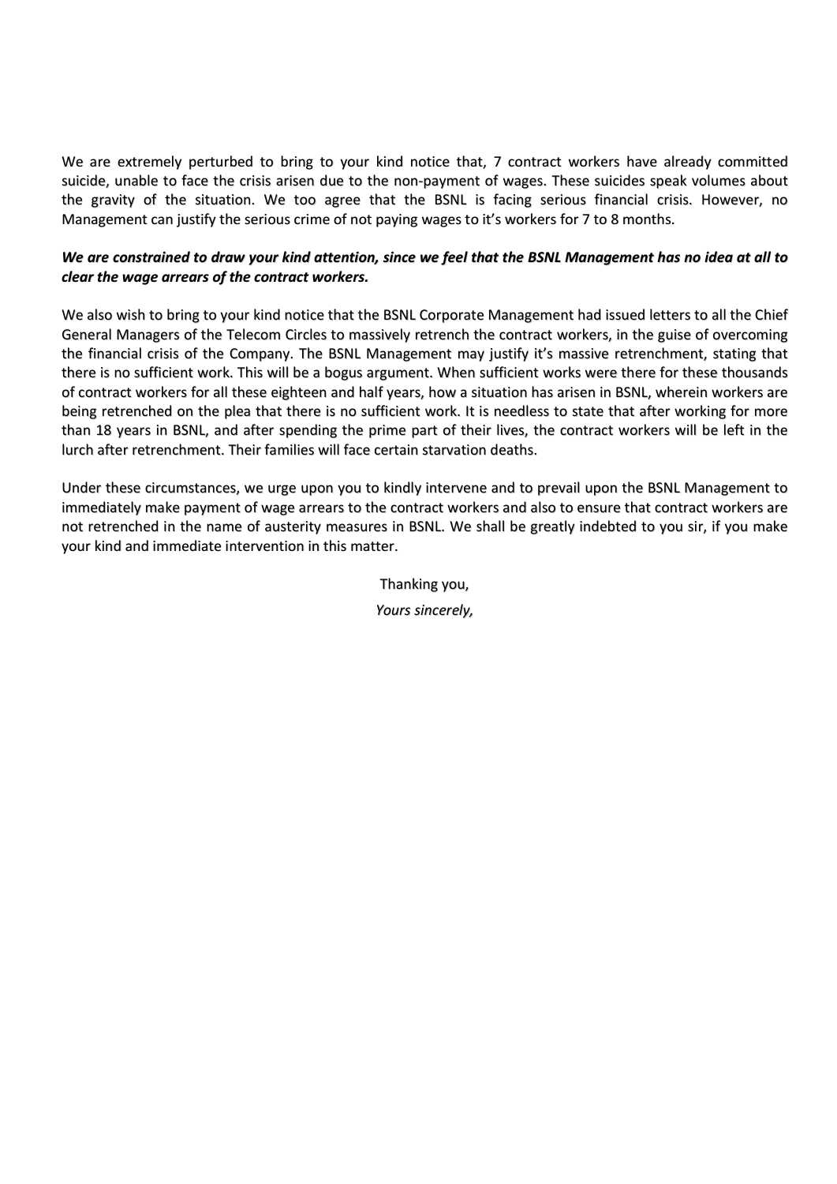We are extremely perturbed to bring to your kind notice that, 7 contract workers have already committed suicide, unable to face the crisis arisen due to the non-payment of wages. These suicides speak volumes about the gravity of the situation. We too agree that the BSNL is facing serious financial crisis. However, no Management can justify the serious crime of not paying wages to it's workers for 7 to 8 months.

***We are constrained to draw your kind attention, since we feel that the BSNL Management has no idea at all to clear the wage arrears of the contract workers.***

We also wish to bring to your kind notice that the BSNL Corporate Management had issued letters to all the Chief General Managers of the Telecom Circles to massively retrench the contract workers, in the guise of overcoming the financial crisis of the Company. The BSNL Management may justify it's massive retrenchment, stating that there is no sufficient work. This will be a bogus argument. When sufficient works were there for these thousands of contract workers for all these eighteen and half years, how a situation has arisen in BSNL, wherein workers are being retrenched on the plea that there is no sufficient work. It is needless to state that after working for more than 18 years in BSNL, and after spending the prime part of their lives, the contract workers will be left in the lurch after retrenchment. Their families will face certain starvation deaths.

Under these circumstances, we urge upon you to kindly intervene and to prevail upon the BSNL Management to immediately make payment of wage arrears to the contract workers and also to ensure that contract workers are not retrenched in the name of austerity measures in BSNL. We shall be greatly indebted to you sir, if you make your kind and immediate intervention in this matter.

Thanking you,

*Yours sincerely,*